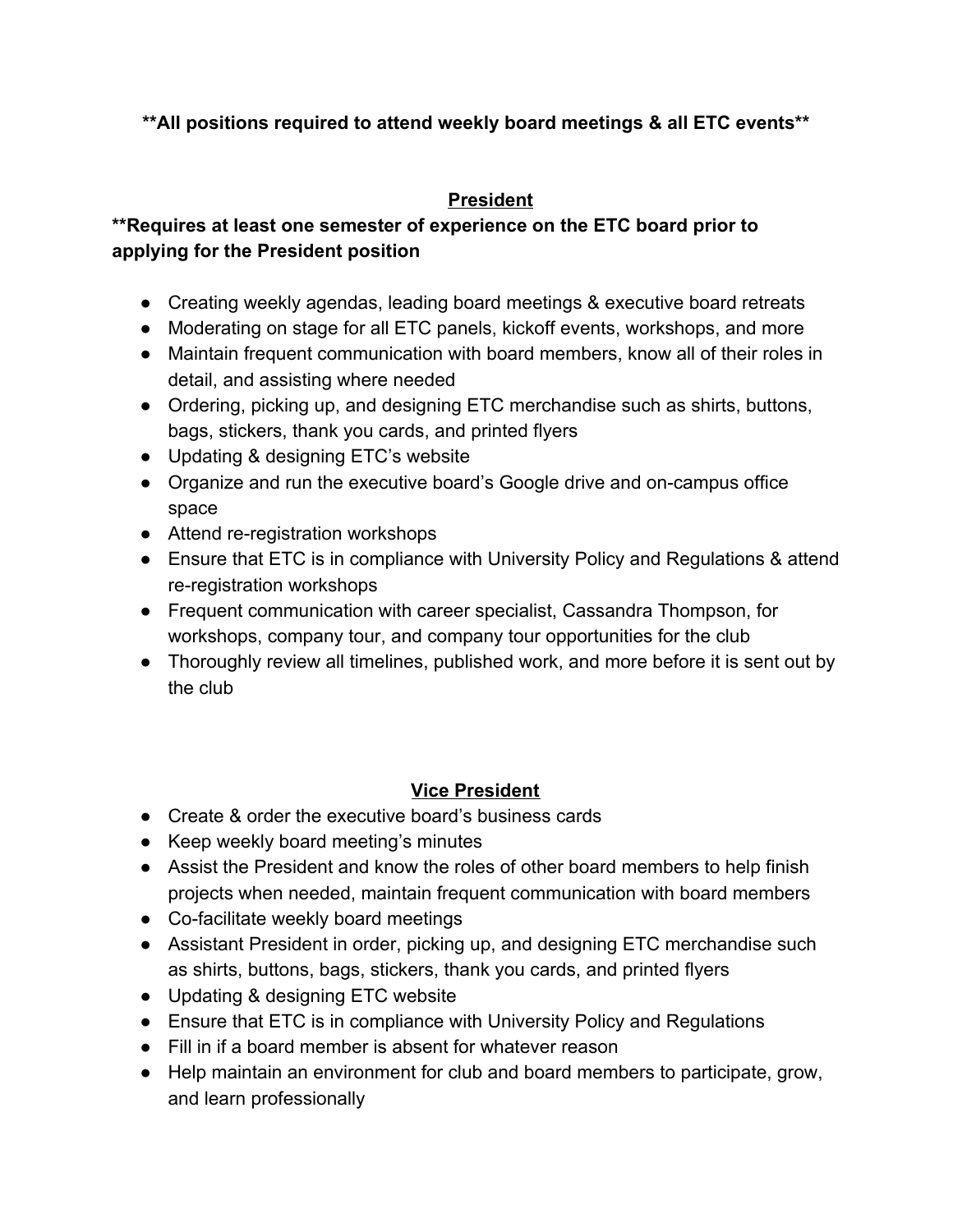**All positions required to attend weekly board meetings & all ETC events**

## President

**Requires at least one semester of experience on the ETC board prior to applying for the President position**

- Creating weekly agendas, leading board meetings & executive board retreats
- Moderating on stage for all ETC panels, kickoff events, workshops, and more
- Maintain frequent communication with board members, know all of their roles in detail, and assisting where needed
- Ordering, picking up, and designing ETC merchandise such as shirts, buttons, bags, stickers, thank you cards, and printed flyers
- Updating & designing ETC's website
- Organize and run the executive board's Google drive and on-campus office space
- Attend re-registration workshops
- Ensure that ETC is in compliance with University Policy and Regulations & attend re-registration workshops
- Frequent communication with career specialist, Cassandra Thompson, for workshops, company tour, and company tour opportunities for the club
- Thoroughly review all timelines, published work, and more before it is sent out by the club

## Vice President

- Create & order the executive board's business cards
- Keep weekly board meeting's minutes
- Assist the President and know the roles of other board members to help finish projects when needed, maintain frequent communication with board members
- Co-facilitate weekly board meetings
- Assistant President in order, picking up, and designing ETC merchandise such as shirts, buttons, bags, stickers, thank you cards, and printed flyers
- Updating & designing ETC website
- Ensure that ETC is in compliance with University Policy and Regulations
- Fill in if a board member is absent for whatever reason
- Help maintain an environment for club and board members to participate, grow, and learn professionally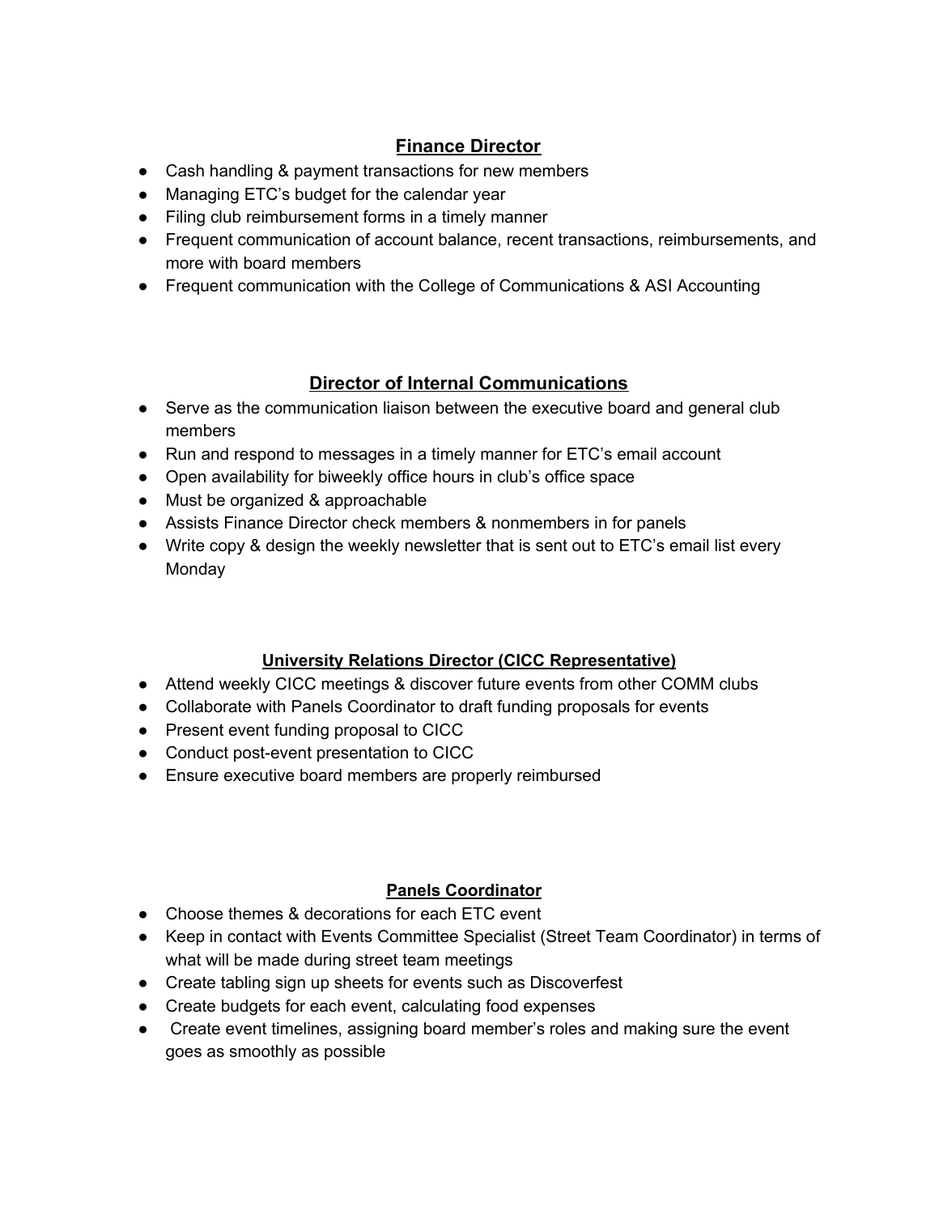## Finance Director

- Cash handling & payment transactions for new members
- Managing ETC's budget for the calendar year
- Filing club reimbursement forms in a timely manner
- Frequent communication of account balance, recent transactions, reimbursements, and more with board members
- Frequent communication with the College of Communications & ASI Accounting

## Director of Internal Communications

- Serve as the communication liaison between the executive board and general club members
- Run and respond to messages in a timely manner for ETC's email account
- Open availability for biweekly office hours in club's office space
- Must be organized & approachable
- Assists Finance Director check members & nonmembers in for panels
- Write copy & design the weekly newsletter that is sent out to ETC's email list every Monday

## University Relations Director (CICC Representative)

- Attend weekly CICC meetings & discover future events from other COMM clubs
- Collaborate with Panels Coordinator to draft funding proposals for events
- Present event funding proposal to CICC
- Conduct post-event presentation to CICC
- Ensure executive board members are properly reimbursed

## Panels Coordinator

- Choose themes & decorations for each ETC event
- Keep in contact with Events Committee Specialist (Street Team Coordinator) in terms of what will be made during street team meetings
- Create tabling sign up sheets for events such as Discoverfest
- Create budgets for each event, calculating food expenses
- Create event timelines, assigning board member's roles and making sure the event goes as smoothly as possible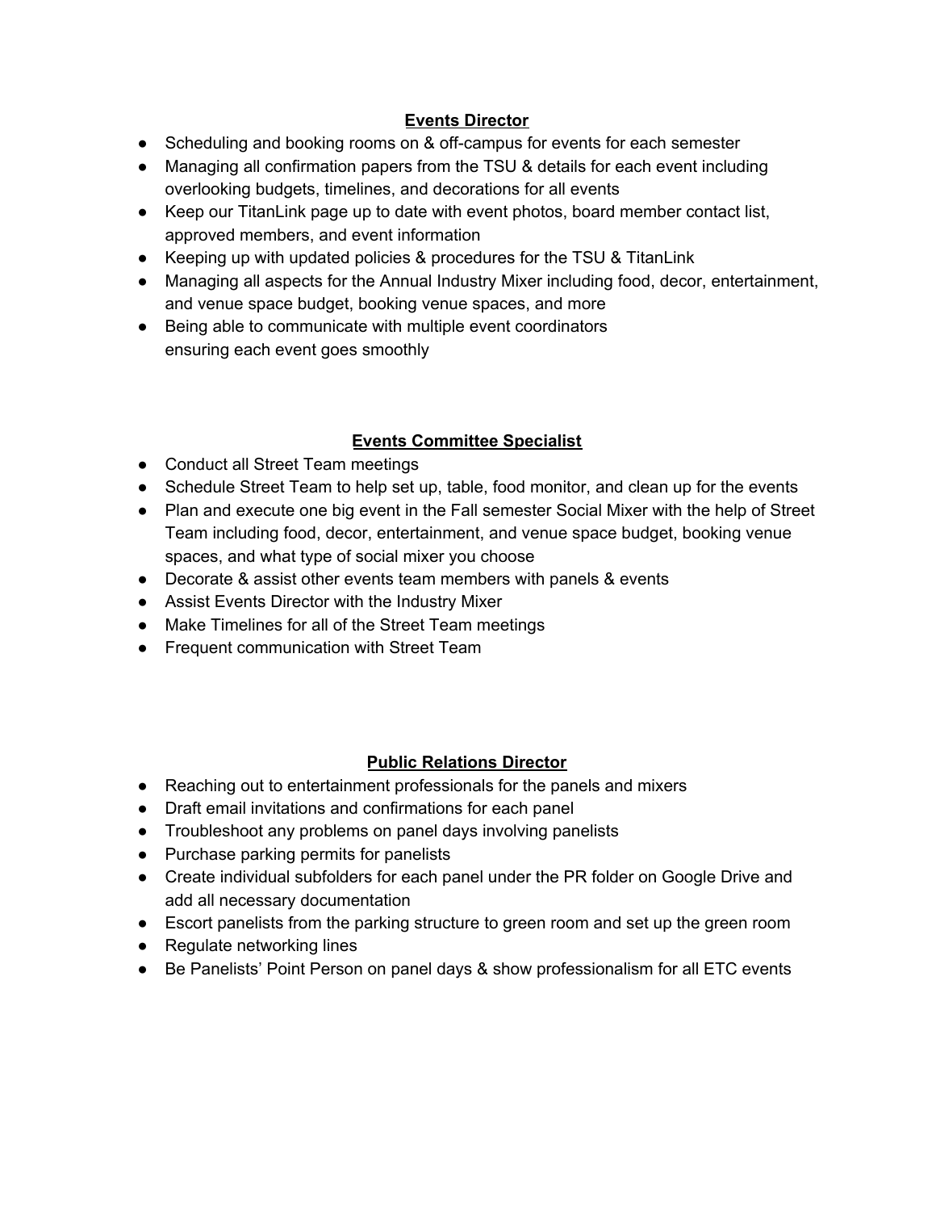**Events Director**

- Scheduling and booking rooms on & off-campus for events for each semester
- Managing all confirmation papers from the TSU & details for each event including overlooking budgets, timelines, and decorations for all events
- Keep our TitanLink page up to date with event photos, board member contact list, approved members, and event information
- Keeping up with updated policies & procedures for the TSU & TitanLink
- Managing all aspects for the Annual Industry Mixer including food, decor, entertainment, and venue space budget, booking venue spaces, and more
- Being able to communicate with multiple event coordinators ensuring each event goes smoothly

**Events Committee Specialist**

- Conduct all Street Team meetings
- Schedule Street Team to help set up, table, food monitor, and clean up for the events
- Plan and execute one big event in the Fall semester Social Mixer with the help of Street Team including food, decor, entertainment, and venue space budget, booking venue spaces, and what type of social mixer you choose
- Decorate & assist other events team members with panels & events
- Assist Events Director with the Industry Mixer
- Make Timelines for all of the Street Team meetings
- Frequent communication with Street Team

**Public Relations Director**

- Reaching out to entertainment professionals for the panels and mixers
- Draft email invitations and confirmations for each panel
- Troubleshoot any problems on panel days involving panelists
- Purchase parking permits for panelists
- Create individual subfolders for each panel under the PR folder on Google Drive and add all necessary documentation
- Escort panelists from the parking structure to green room and set up the green room
- Regulate networking lines
- Be Panelists' Point Person on panel days & show professionalism for all ETC events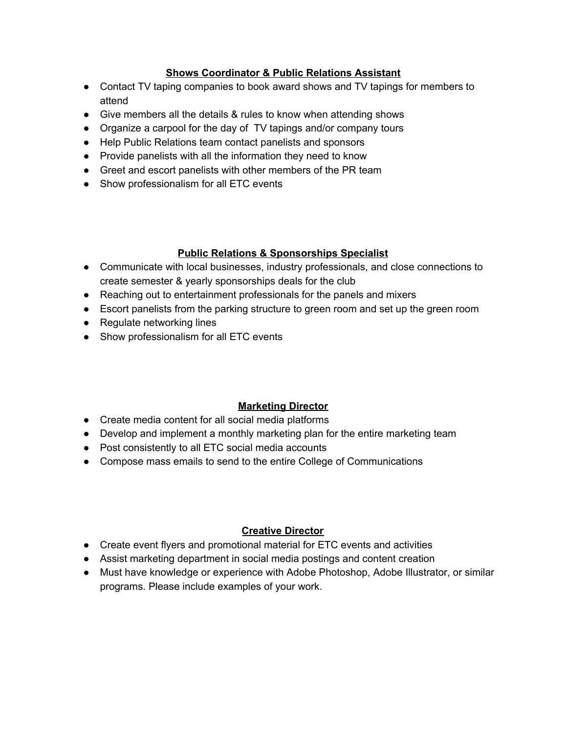**Shows Coordinator & Public Relations Assistant**

- Contact TV taping companies to book award shows and TV tapings for members to attend
- Give members all the details & rules to know when attending shows
- Organize a carpool for the day of TV tapings and/or company tours
- Help Public Relations team contact panelists and sponsors
- Provide panelists with all the information they need to know
- Greet and escort panelists with other members of the PR team
- Show professionalism for all ETC events

**Public Relations & Sponsorships Specialist**

- Communicate with local businesses, industry professionals, and close connections to create semester & yearly sponsorships deals for the club
- Reaching out to entertainment professionals for the panels and mixers
- Escort panelists from the parking structure to green room and set up the green room
- Regulate networking lines
- Show professionalism for all ETC events

**Marketing Director**

- Create media content for all social media platforms
- Develop and implement a monthly marketing plan for the entire marketing team
- Post consistently to all ETC social media accounts
- Compose mass emails to send to the entire College of Communications

**Creative Director**

- Create event flyers and promotional material for ETC events and activities
- Assist marketing department in social media postings and content creation
- Must have knowledge or experience with Adobe Photoshop, Adobe Illustrator, or similar programs. Please include examples of your work.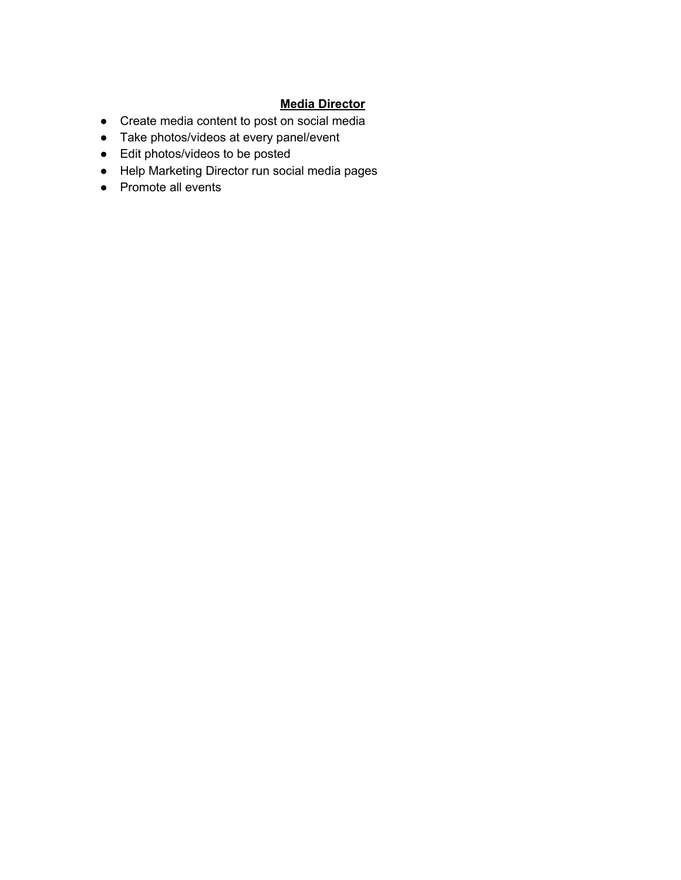**Media Director**

- Create media content to post on social media
- Take photos/videos at every panel/event
- Edit photos/videos to be posted
- Help Marketing Director run social media pages
- Promote all events